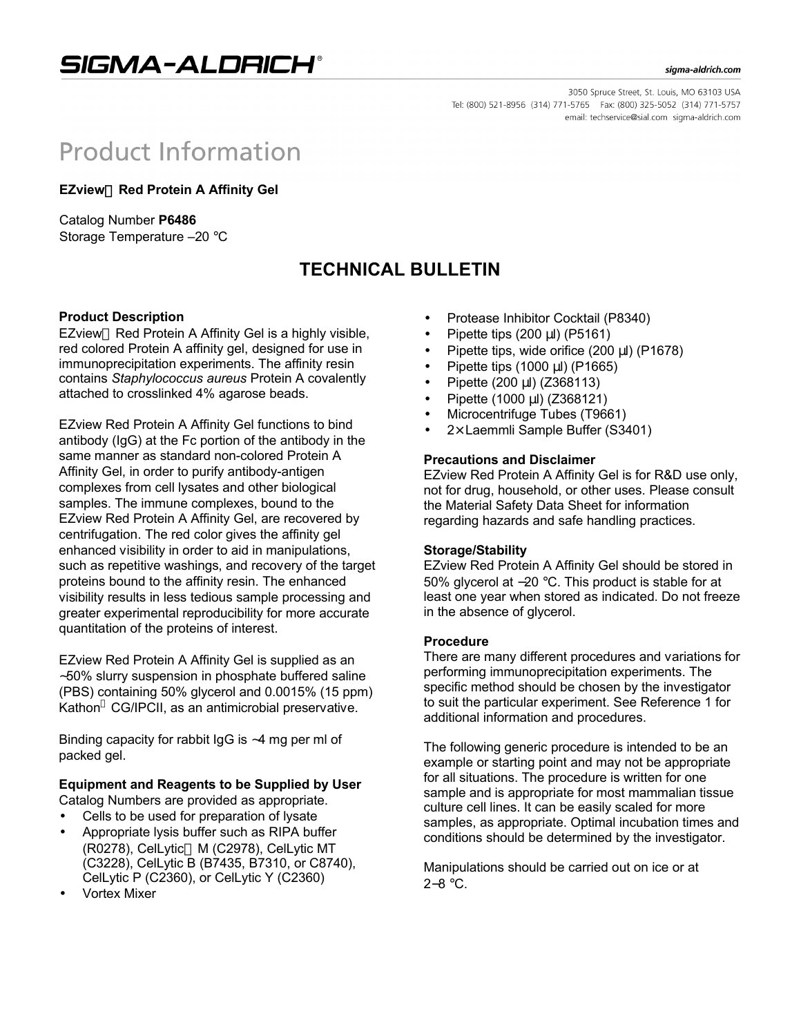# Product Information

**EZview™ Red Protein A Affinity Gel**

Catalog Number **P6486**
Storage Temperature –20 °C

## TECHNICAL BULLETIN

### Product Description

EZview™ Red Protein A Affinity Gel is a highly visible, red colored Protein A affinity gel, designed for use in immunoprecipitation experiments. The affinity resin contains *Staphylococcus aureus* Protein A covalently attached to crosslinked 4% agarose beads.

EZview Red Protein A Affinity Gel functions to bind antibody (IgG) at the Fc portion of the antibody in the same manner as standard non-colored Protein A Affinity Gel, in order to purify antibody-antigen complexes from cell lysates and other biological samples. The immune complexes, bound to the EZview Red Protein A Affinity Gel, are recovered by centrifugation. The red color gives the affinity gel enhanced visibility in order to aid in manipulations, such as repetitive washings, and recovery of the target proteins bound to the affinity resin. The enhanced visibility results in less tedious sample processing and greater experimental reproducibility for more accurate quantitation of the proteins of interest.

EZview Red Protein A Affinity Gel is supplied as an ~50% slurry suspension in phosphate buffered saline (PBS) containing 50% glycerol and 0.0015% (15 ppm) Kathon® CG/IPCII, as an antimicrobial preservative.

Binding capacity for rabbit IgG is ~4 mg per ml of packed gel.

### Equipment and Reagents to be Supplied by User

Catalog Numbers are provided as appropriate.

- Cells to be used for preparation of lysate
- Appropriate lysis buffer such as RIPA buffer (R0278), CelLytic™ M (C2978), CelLytic MT (C3228), CelLytic B (B7435, B7310, or C8740), CelLytic P (C2360), or CelLytic Y (C2360)
- Vortex Mixer
- Protease Inhibitor Cocktail (P8340)
- Pipette tips (200 μl) (P5161)
- Pipette tips, wide orifice (200 μl) (P1678)
- Pipette tips (1000 μl) (P1665)
- Pipette (200 μl) (Z368113)
- Pipette (1000 μl) (Z368121)
- Microcentrifuge Tubes (T9661)
- 2× Laemmli Sample Buffer (S3401)

### Precautions and Disclaimer

EZview Red Protein A Affinity Gel is for R&D use only, not for drug, household, or other uses. Please consult the Material Safety Data Sheet for information regarding hazards and safe handling practices.

### Storage/Stability

EZview Red Protein A Affinity Gel should be stored in 50% glycerol at –20 °C. This product is stable for at least one year when stored as indicated. Do not freeze in the absence of glycerol.

### Procedure

There are many different procedures and variations for performing immunoprecipitation experiments. The specific method should be chosen by the investigator to suit the particular experiment. See Reference 1 for additional information and procedures.

The following generic procedure is intended to be an example or starting point and may not be appropriate for all situations. The procedure is written for one sample and is appropriate for most mammalian tissue culture cell lines. It can be easily scaled for more samples, as appropriate. Optimal incubation times and conditions should be determined by the investigator.

Manipulations should be carried out on ice or at 2–8 °C.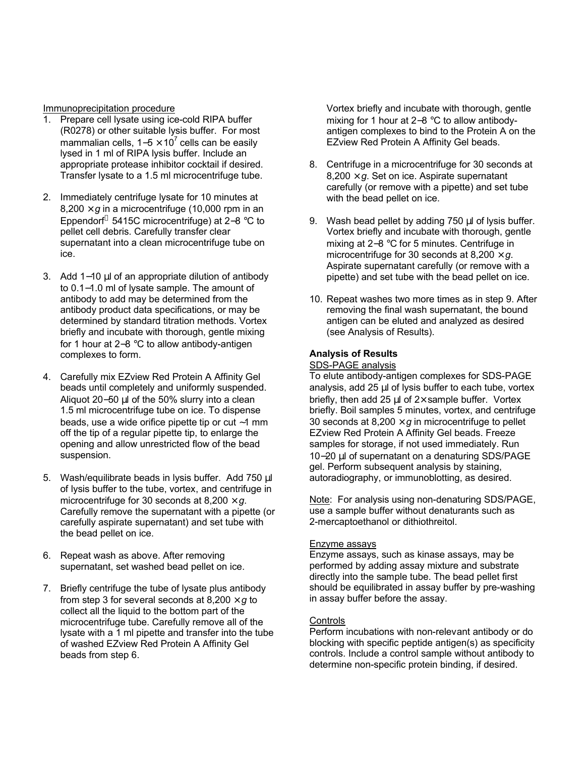Immunoprecipitation procedure

1. Prepare cell lysate using ice-cold RIPA buffer (R0278) or other suitable lysis buffer. For most mammalian cells, $1–5 \times 10^7$ cells can be easily lysed in 1 ml of RIPA lysis buffer. Include an appropriate protease inhibitor cocktail if desired. Transfer lysate to a 1.5 ml microcentrifuge tube.

2. Immediately centrifuge lysate for 10 minutes at $8,200 \times g$ in a microcentrifuge (10,000 rpm in an Eppendorf® 5415C microcentrifuge) at 2–8 °C to pellet cell debris. Carefully transfer clear supernatant into a clean microcentrifuge tube on ice.

3. Add 1–10 µl of an appropriate dilution of antibody to 0.1–1.0 ml of lysate sample. The amount of antibody to add may be determined from the antibody product data specifications, or may be determined by standard titration methods. Vortex briefly and incubate with thorough, gentle mixing for 1 hour at 2–8 °C to allow antibody-antigen complexes to form.

4. Carefully mix EZview Red Protein A Affinity Gel beads until completely and uniformly suspended. Aliquot 20–50 µl of the 50% slurry into a clean 1.5 ml microcentrifuge tube on ice. To dispense beads, use a wide orifice pipette tip or cut ~1 mm off the tip of a regular pipette tip, to enlarge the opening and allow unrestricted flow of the bead suspension.

5. Wash/equilibrate beads in lysis buffer. Add 750 µl of lysis buffer to the tube, vortex, and centrifuge in microcentrifuge for 30 seconds at $8,200 \times g$. Carefully remove the supernatant with a pipette (or carefully aspirate supernatant) and set tube with the bead pellet on ice.

6. Repeat wash as above. After removing supernatant, set washed bead pellet on ice.

7. Briefly centrifuge the tube of lysate plus antibody from step 3 for several seconds at $8,200 \times g$ to collect all the liquid to the bottom part of the microcentrifuge tube. Carefully remove all of the lysate with a 1 ml pipette and transfer into the tube of washed EZview Red Protein A Affinity Gel beads from step 6. Vortex briefly and incubate with thorough, gentle mixing for 1 hour at 2–8 °C to allow antibody-antigen complexes to bind to the Protein A on the EZview Red Protein A Affinity Gel beads.

8. Centrifuge in a microcentrifuge for 30 seconds at $8,200 \times g$. Set on ice. Aspirate supernatant carefully (or remove with a pipette) and set tube with the bead pellet on ice.

9. Wash bead pellet by adding 750 µl of lysis buffer. Vortex briefly and incubate with thorough, gentle mixing at 2–8 °C for 5 minutes. Centrifuge in microcentrifuge for 30 seconds at $8,200 \times g$. Aspirate supernatant carefully (or remove with a pipette) and set tube with the bead pellet on ice.

10. Repeat washes two more times as in step 9. After removing the final wash supernatant, the bound antigen can be eluted and analyzed as desired (see Analysis of Results).

**Analysis of Results**

SDS-PAGE analysis

To elute antibody-antigen complexes for SDS-PAGE analysis, add 25 µl of lysis buffer to each tube, vortex briefly, then add 25 µl of 2× sample buffer. Vortex briefly. Boil samples 5 minutes, vortex, and centrifuge 30 seconds at $8,200 \times g$ in microcentrifuge to pellet EZview Red Protein A Affinity Gel beads. Freeze samples for storage, if not used immediately. Run 10–20 µl of supernatant on a denaturing SDS/PAGE gel. Perform subsequent analysis by staining, autoradiography, or immunoblotting, as desired.

Note: For analysis using non-denaturing SDS/PAGE, use a sample buffer without denaturants such as 2-mercaptoethanol or dithiothreitol.

Enzyme assays

Enzyme assays, such as kinase assays, may be performed by adding assay mixture and substrate directly into the sample tube. The bead pellet first should be equilibrated in assay buffer by pre-washing in assay buffer before the assay.

Controls

Perform incubations with non-relevant antibody or do blocking with specific peptide antigen(s) as specificity controls. Include a control sample without antibody to determine non-specific protein binding, if desired.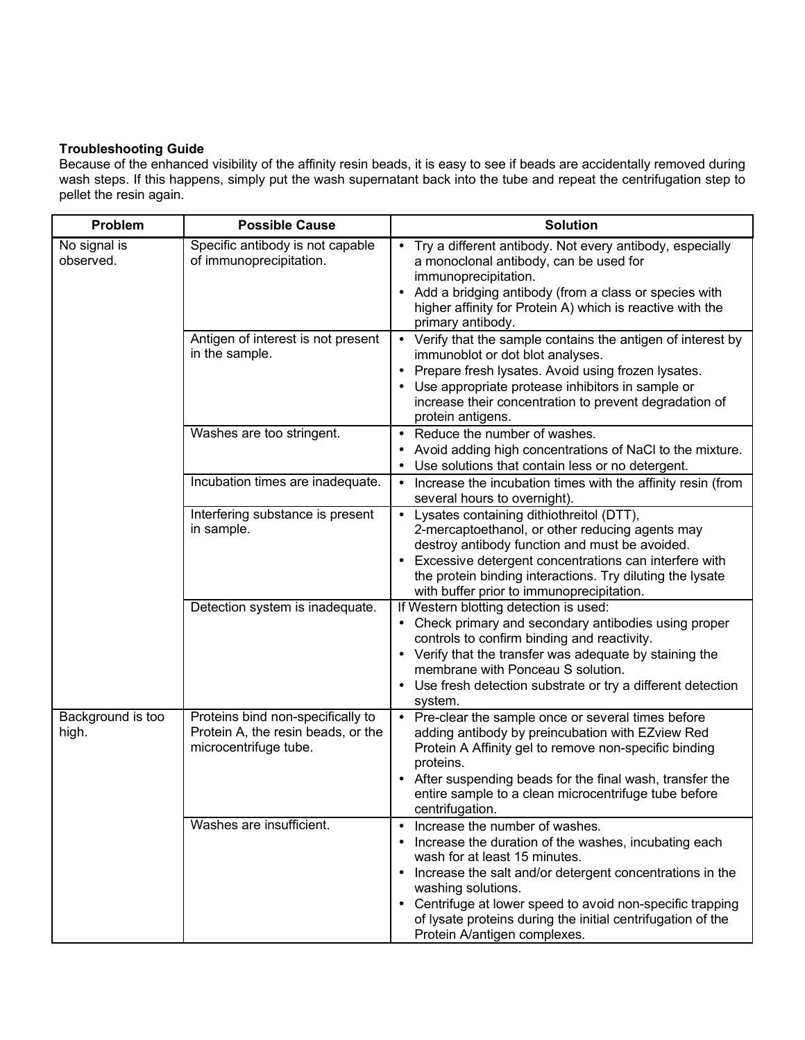**Troubleshooting Guide**

Because of the enhanced visibility of the affinity resin beads, it is easy to see if beads are accidentally removed during wash steps. If this happens, simply put the wash supernatant back into the tube and repeat the centrifugation step to pellet the resin again.

| Problem | Possible Cause | Solution |
|---|---|---|
| No signal is observed. | Specific antibody is not capable of immunoprecipitation. | • Try a different antibody. Not every antibody, especially a monoclonal antibody, can be used for immunoprecipitation.<br>• Add a bridging antibody (from a class or species with higher affinity for Protein A) which is reactive with the primary antibody. |
| | Antigen of interest is not present in the sample. | • Verify that the sample contains the antigen of interest by immunoblot or dot blot analyses.<br>• Prepare fresh lysates. Avoid using frozen lysates.<br>• Use appropriate protease inhibitors in sample or increase their concentration to prevent degradation of protein antigens. |
| | Washes are too stringent. | • Reduce the number of washes.<br>• Avoid adding high concentrations of NaCl to the mixture.<br>• Use solutions that contain less or no detergent. |
| | Incubation times are inadequate. | • Increase the incubation times with the affinity resin (from several hours to overnight). |
| | Interfering substance is present in sample. | • Lysates containing dithiothreitol (DTT), 2-mercaptoethanol, or other reducing agents may destroy antibody function and must be avoided.<br>• Excessive detergent concentrations can interfere with the protein binding interactions. Try diluting the lysate with buffer prior to immunoprecipitation. |
| | Detection system is inadequate. | If Western blotting detection is used:<br>• Check primary and secondary antibodies using proper controls to confirm binding and reactivity.<br>• Verify that the transfer was adequate by staining the membrane with Ponceau S solution.<br>• Use fresh detection substrate or try a different detection system. |
| Background is too high. | Proteins bind non-specifically to Protein A, the resin beads, or the microcentrifuge tube. | • Pre-clear the sample once or several times before adding antibody by preincubation with EZview Red Protein A Affinity gel to remove non-specific binding proteins.<br>• After suspending beads for the final wash, transfer the entire sample to a clean microcentrifuge tube before centrifugation. |
| | Washes are insufficient. | • Increase the number of washes.<br>• Increase the duration of the washes, incubating each wash for at least 15 minutes.<br>• Increase the salt and/or detergent concentrations in the washing solutions.<br>• Centrifuge at lower speed to avoid non-specific trapping of lysate proteins during the initial centrifugation of the Protein A/antigen complexes. |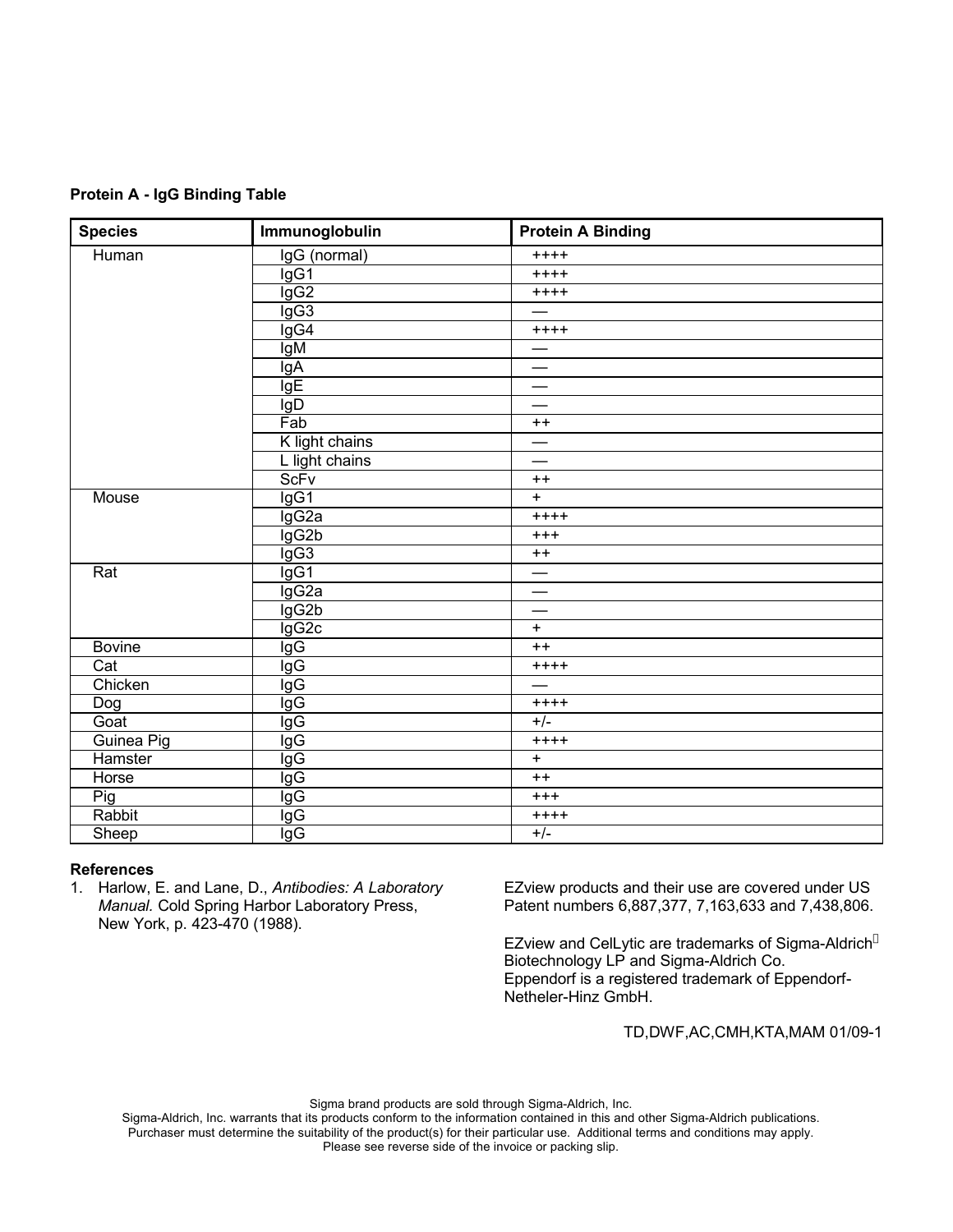**Protein A - IgG Binding Table**

| Species | Immunoglobulin | Protein A Binding |
|---|---|---|
| Human | IgG (normal) | ++++ |
| | IgG1 | ++++ |
| | IgG2 | ++++ |
| | IgG3 | — |
| | IgG4 | ++++ |
| | IgM | — |
| | IgA | — |
| | IgE | — |
| | IgD | — |
| | Fab | ++ |
| | K light chains | — |
| | L light chains | — |
| | ScFv | ++ |
| Mouse | IgG1 | + |
| | IgG2a | ++++ |
| | IgG2b | +++ |
| | IgG3 | ++ |
| Rat | IgG1 | — |
| | IgG2a | — |
| | IgG2b | — |
| | IgG2c | + |
| Bovine | IgG | ++ |
| Cat | IgG | ++++ |
| Chicken | IgG | — |
| Dog | IgG | ++++ |
| Goat | IgG | +/- |
| Guinea Pig | IgG | ++++ |
| Hamster | IgG | + |
| Horse | IgG | ++ |
| Pig | IgG | +++ |
| Rabbit | IgG | ++++ |
| Sheep | IgG | +/- |

**References**

1. Harlow, E. and Lane, D., *Antibodies: A Laboratory Manual.* Cold Spring Harbor Laboratory Press, New York, p. 423-470 (1988).

EZview products and their use are covered under US Patent numbers 6,887,377, 7,163,633 and 7,438,806.

EZview and CelLytic are trademarks of Sigma-Aldrich® Biotechnology LP and Sigma-Aldrich Co.
Eppendorf is a registered trademark of Eppendorf-Netheler-Hinz GmbH.

TD,DWF,AC,CMH,KTA,MAM 01/09-1

Sigma brand products are sold through Sigma-Aldrich, Inc.
Sigma-Aldrich, Inc. warrants that its products conform to the information contained in this and other Sigma-Aldrich publications.
Purchaser must determine the suitability of the product(s) for their particular use. Additional terms and conditions may apply.
Please see reverse side of the invoice or packing slip.